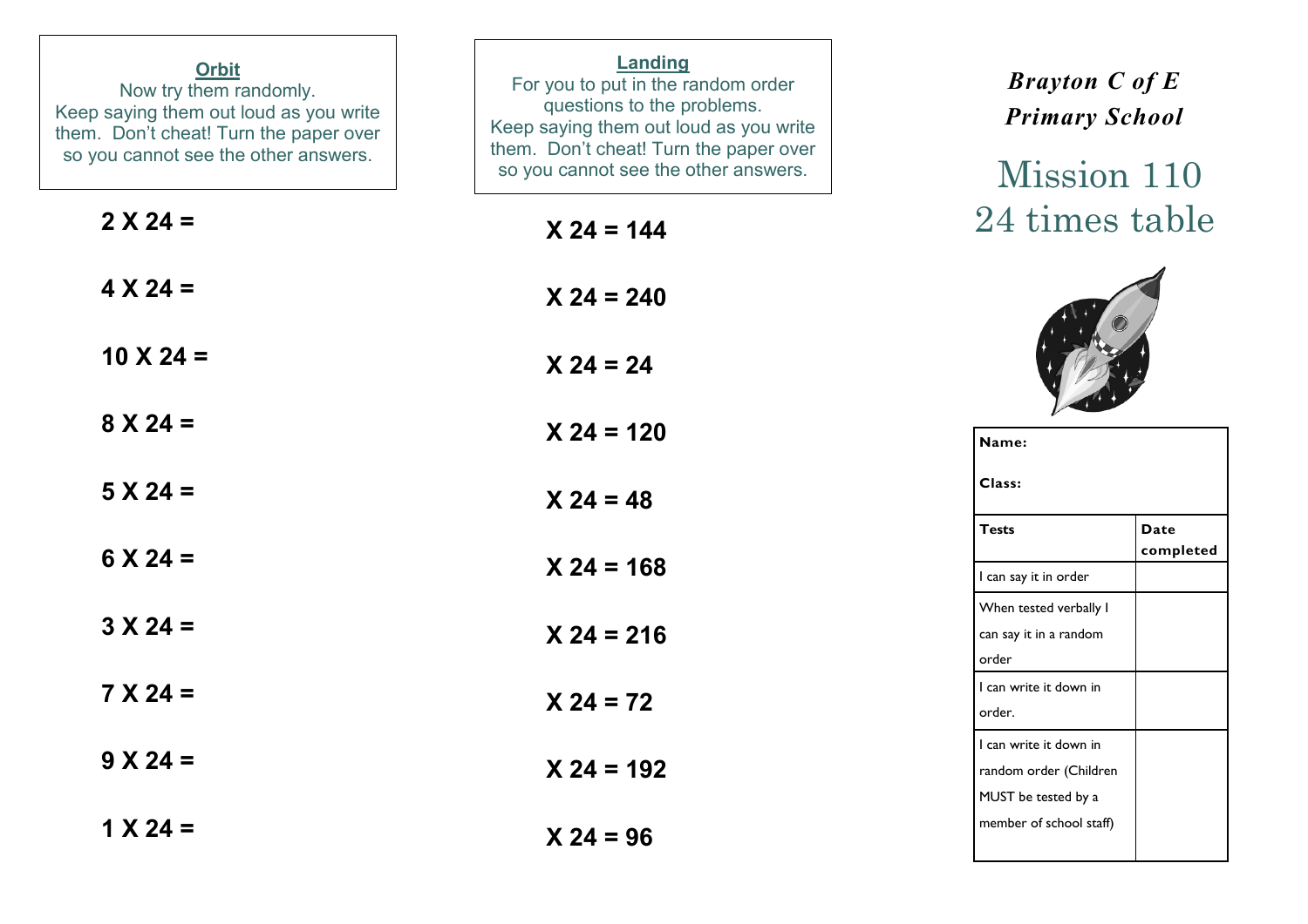## Orbit

Now try them randomly.
Keep saying them out loud as you write them. Don't cheat! Turn the paper over so you cannot see the other answers.

**2 X 24 =**

**4 X 24 =**

**10 X 24 =**

**8 X 24 =**

**5 X 24 =**

**6 X 24 =**

**3 X 24 =**

**7 X 24 =**

**9 X 24 =**

**1 X 24 =**

## Landing

For you to put in the random order questions to the problems.
Keep saying them out loud as you write them. Don't cheat! Turn the paper over so you cannot see the other answers.

**X 24 = 144**

**X 24 = 240**

**X 24 = 24**

**X 24 = 120**

**X 24 = 48**

**X 24 = 168**

**X 24 = 216**

**X 24 = 72**

**X 24 = 192**

**X 24 = 96**

***Brayton C of E Primary School***

# Mission 110
# 24 times table

| **Name:**<br><br>**Class:** | |
|---|---|
| **Tests** | **Date completed** |
| I can say it in order | |
| When tested verbally I can say it in a random order | |
| I can write it down in order. | |
| I can write it down in random order (Children MUST be tested by a member of school staff) | |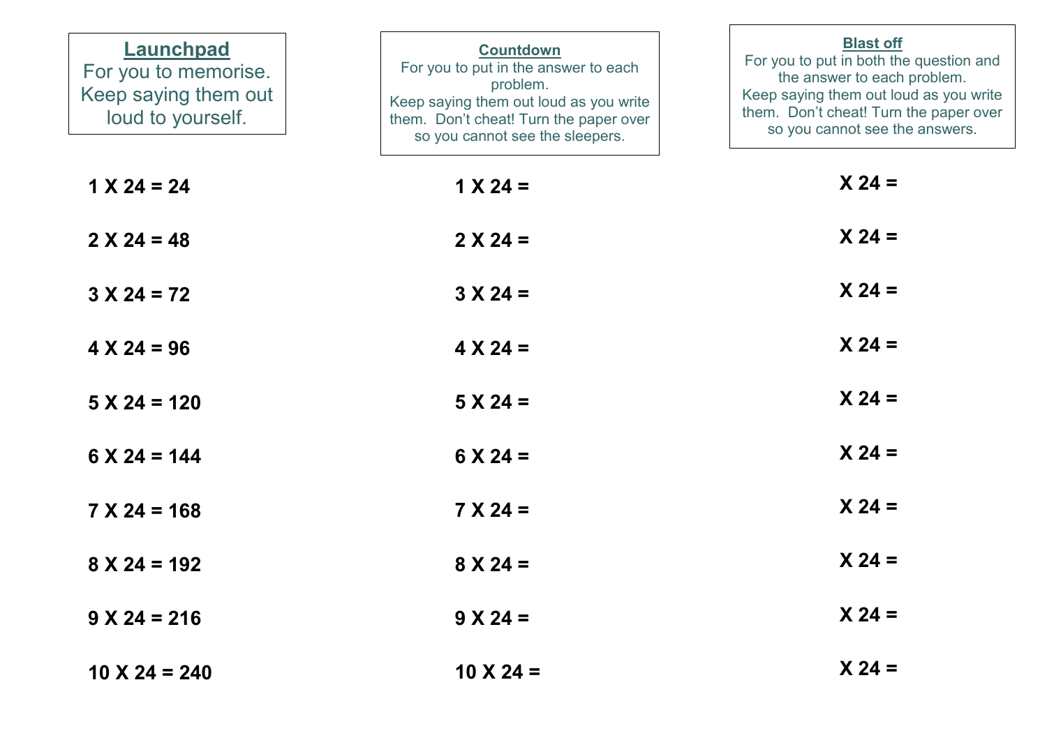**Launchpad**
For you to memorise. Keep saying them out loud to yourself.

**Countdown**
For you to put in the answer to each problem.
Keep saying them out loud as you write them. Don't cheat! Turn the paper over so you cannot see the sleepers.

**Blast off**
For you to put in both the question and the answer to each problem.
Keep saying them out loud as you write them. Don't cheat! Turn the paper over so you cannot see the answers.

| Launchpad | Countdown | Blast off |
| --- | --- | --- |
| **1 X 24 = 24** | **1 X 24 =** | **X 24 =** |
| **2 X 24 = 48** | **2 X 24 =** | **X 24 =** |
| **3 X 24 = 72** | **3 X 24 =** | **X 24 =** |
| **4 X 24 = 96** | **4 X 24 =** | **X 24 =** |
| **5 X 24 = 120** | **5 X 24 =** | **X 24 =** |
| **6 X 24 = 144** | **6 X 24 =** | **X 24 =** |
| **7 X 24 = 168** | **7 X 24 =** | **X 24 =** |
| **8 X 24 = 192** | **8 X 24 =** | **X 24 =** |
| **9 X 24 = 216** | **9 X 24 =** | **X 24 =** |
| **10 X 24 = 240** | **10 X 24 =** | **X 24 =** |